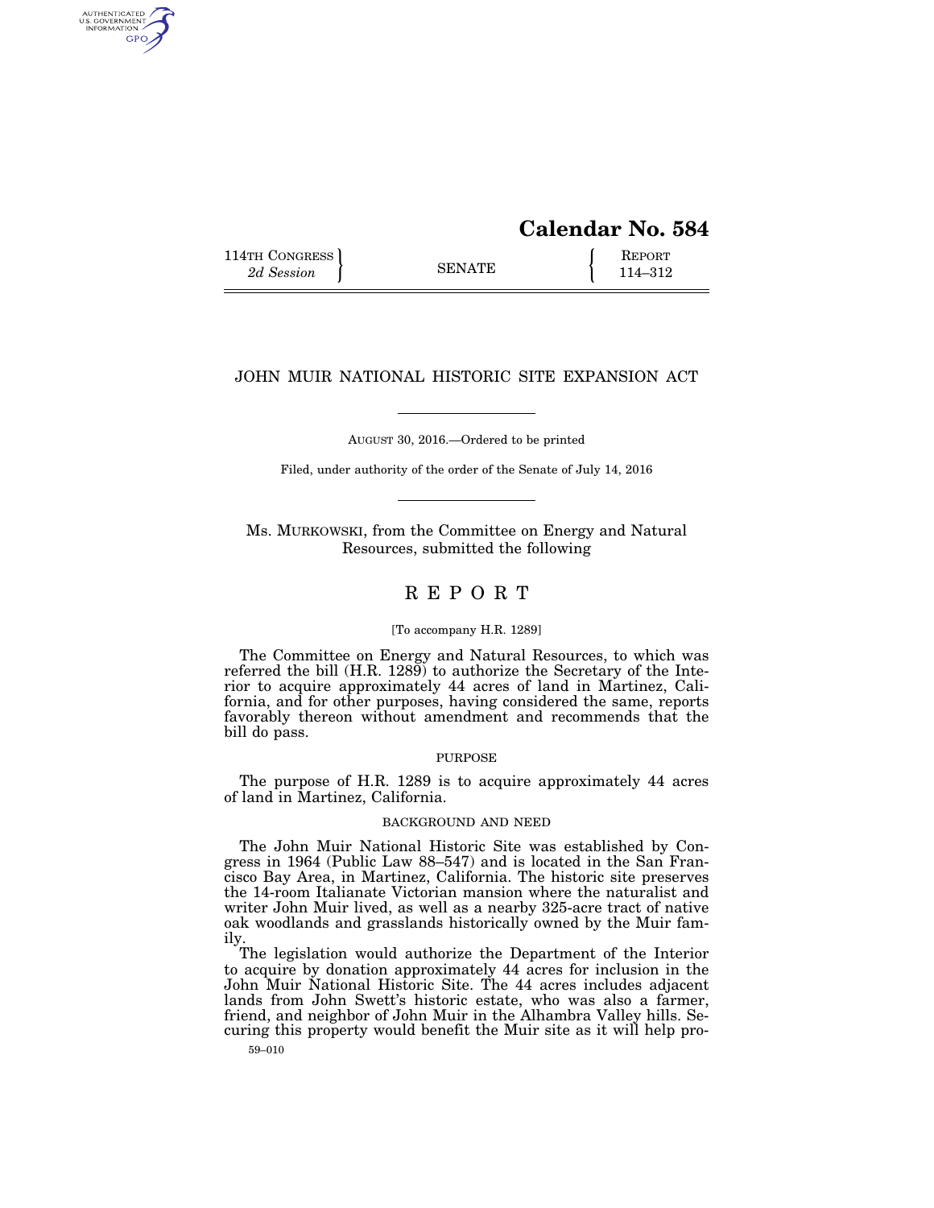# Calendar No. 584

114TH CONGRESS
*2d Session*

SENATE

REPORT
114–312

## JOHN MUIR NATIONAL HISTORIC SITE EXPANSION ACT

AUGUST 30, 2016.—Ordered to be printed

Filed, under authority of the order of the Senate of July 14, 2016

Ms. MURKOWSKI, from the Committee on Energy and Natural Resources, submitted the following

## REPORT

[To accompany H.R. 1289]

The Committee on Energy and Natural Resources, to which was referred the bill (H.R. 1289) to authorize the Secretary of the Interior to acquire approximately 44 acres of land in Martinez, California, and for other purposes, having considered the same, reports favorably thereon without amendment and recommends that the bill do pass.

### PURPOSE

The purpose of H.R. 1289 is to acquire approximately 44 acres of land in Martinez, California.

### BACKGROUND AND NEED

The John Muir National Historic Site was established by Congress in 1964 (Public Law 88–547) and is located in the San Francisco Bay Area, in Martinez, California. The historic site preserves the 14-room Italianate Victorian mansion where the naturalist and writer John Muir lived, as well as a nearby 325-acre tract of native oak woodlands and grasslands historically owned by the Muir family.

The legislation would authorize the Department of the Interior to acquire by donation approximately 44 acres for inclusion in the John Muir National Historic Site. The 44 acres includes adjacent lands from John Swett's historic estate, who was also a farmer, friend, and neighbor of John Muir in the Alhambra Valley hills. Securing this property would benefit the Muir site as it will help pro-

59–010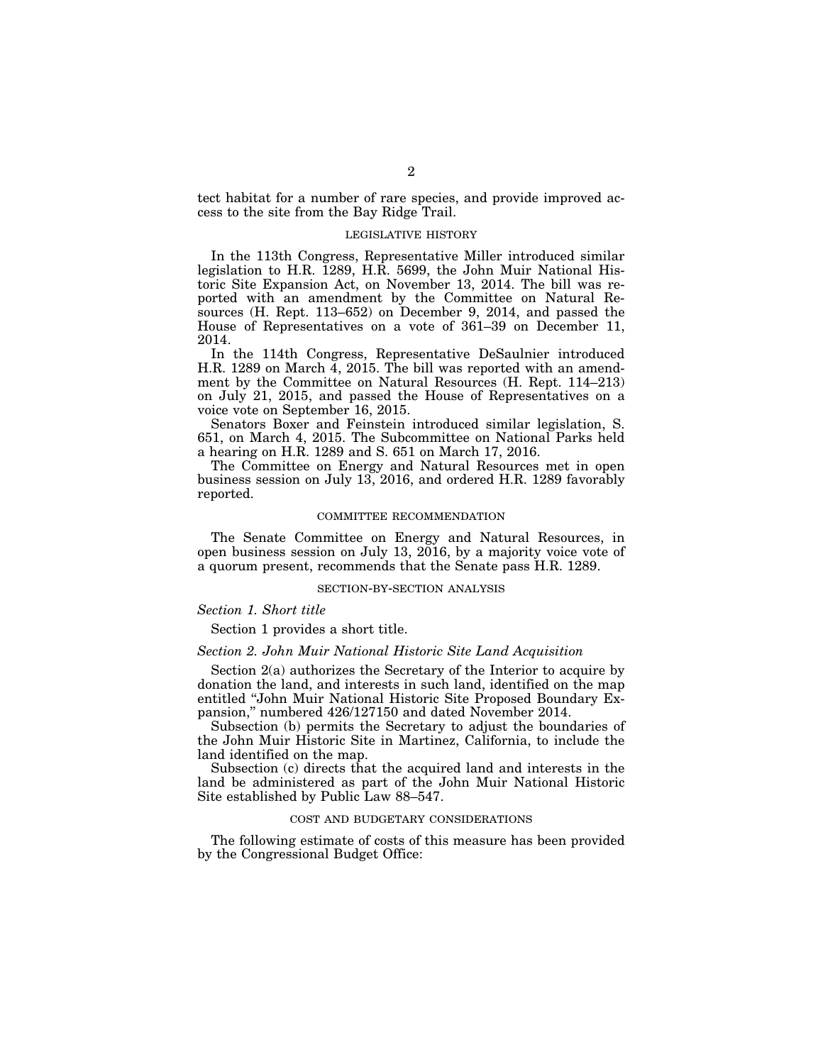tect habitat for a number of rare species, and provide improved access to the site from the Bay Ridge Trail.

## LEGISLATIVE HISTORY

In the 113th Congress, Representative Miller introduced similar legislation to H.R. 1289, H.R. 5699, the John Muir National Historic Site Expansion Act, on November 13, 2014. The bill was reported with an amendment by the Committee on Natural Resources (H. Rept. 113–652) on December 9, 2014, and passed the House of Representatives on a vote of 361–39 on December 11, 2014.

In the 114th Congress, Representative DeSaulnier introduced H.R. 1289 on March 4, 2015. The bill was reported with an amendment by the Committee on Natural Resources (H. Rept. 114–213) on July 21, 2015, and passed the House of Representatives on a voice vote on September 16, 2015.

Senators Boxer and Feinstein introduced similar legislation, S. 651, on March 4, 2015. The Subcommittee on National Parks held a hearing on H.R. 1289 and S. 651 on March 17, 2016.

The Committee on Energy and Natural Resources met in open business session on July 13, 2016, and ordered H.R. 1289 favorably reported.

## COMMITTEE RECOMMENDATION

The Senate Committee on Energy and Natural Resources, in open business session on July 13, 2016, by a majority voice vote of a quorum present, recommends that the Senate pass H.R. 1289.

## SECTION-BY-SECTION ANALYSIS

*Section 1. Short title*

Section 1 provides a short title.

*Section 2. John Muir National Historic Site Land Acquisition*

Section 2(a) authorizes the Secretary of the Interior to acquire by donation the land, and interests in such land, identified on the map entitled "John Muir National Historic Site Proposed Boundary Expansion," numbered 426/127150 and dated November 2014.

Subsection (b) permits the Secretary to adjust the boundaries of the John Muir Historic Site in Martinez, California, to include the land identified on the map.

Subsection (c) directs that the acquired land and interests in the land be administered as part of the John Muir National Historic Site established by Public Law 88–547.

## COST AND BUDGETARY CONSIDERATIONS

The following estimate of costs of this measure has been provided by the Congressional Budget Office: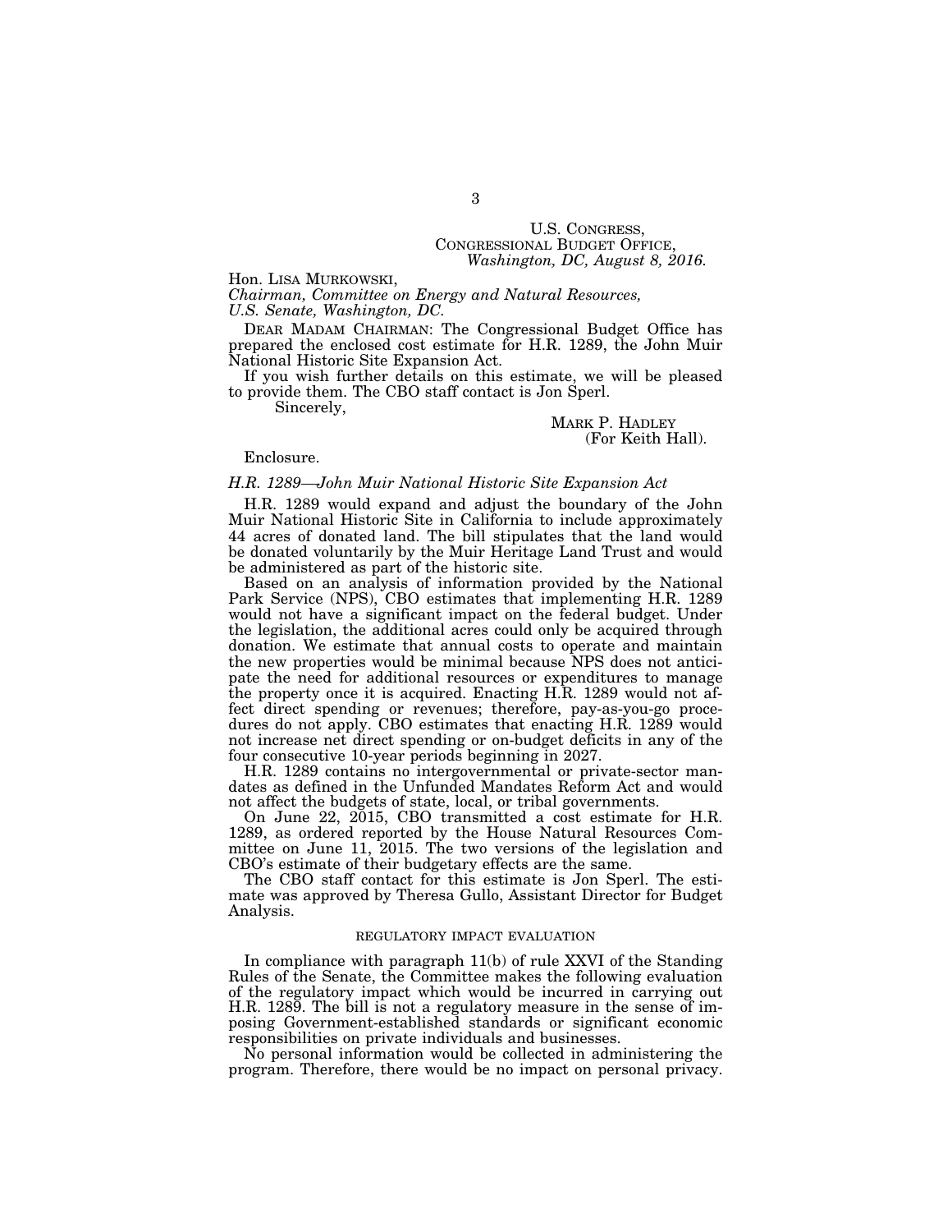U.S. CONGRESS,
CONGRESSIONAL BUDGET OFFICE,
*Washington, DC, August 8, 2016.*

Hon. LISA MURKOWSKI,
*Chairman, Committee on Energy and Natural Resources,*
*U.S. Senate, Washington, DC.*

DEAR MADAM CHAIRMAN: The Congressional Budget Office has prepared the enclosed cost estimate for H.R. 1289, the John Muir National Historic Site Expansion Act.

If you wish further details on this estimate, we will be pleased to provide them. The CBO staff contact is Jon Sperl.

Sincerely,

MARK P. HADLEY
(For Keith Hall).

Enclosure.

*H.R. 1289—John Muir National Historic Site Expansion Act*

H.R. 1289 would expand and adjust the boundary of the John Muir National Historic Site in California to include approximately 44 acres of donated land. The bill stipulates that the land would be donated voluntarily by the Muir Heritage Land Trust and would be administered as part of the historic site.

Based on an analysis of information provided by the National Park Service (NPS), CBO estimates that implementing H.R. 1289 would not have a significant impact on the federal budget. Under the legislation, the additional acres could only be acquired through donation. We estimate that annual costs to operate and maintain the new properties would be minimal because NPS does not anticipate the need for additional resources or expenditures to manage the property once it is acquired. Enacting H.R. 1289 would not affect direct spending or revenues; therefore, pay-as-you-go procedures do not apply. CBO estimates that enacting H.R. 1289 would not increase net direct spending or on-budget deficits in any of the four consecutive 10-year periods beginning in 2027.

H.R. 1289 contains no intergovernmental or private-sector mandates as defined in the Unfunded Mandates Reform Act and would not affect the budgets of state, local, or tribal governments.

On June 22, 2015, CBO transmitted a cost estimate for H.R. 1289, as ordered reported by the House Natural Resources Committee on June 11, 2015. The two versions of the legislation and CBO's estimate of their budgetary effects are the same.

The CBO staff contact for this estimate is Jon Sperl. The estimate was approved by Theresa Gullo, Assistant Director for Budget Analysis.

## REGULATORY IMPACT EVALUATION

In compliance with paragraph 11(b) of rule XXVI of the Standing Rules of the Senate, the Committee makes the following evaluation of the regulatory impact which would be incurred in carrying out H.R. 1289. The bill is not a regulatory measure in the sense of imposing Government-established standards or significant economic responsibilities on private individuals and businesses.

No personal information would be collected in administering the program. Therefore, there would be no impact on personal privacy.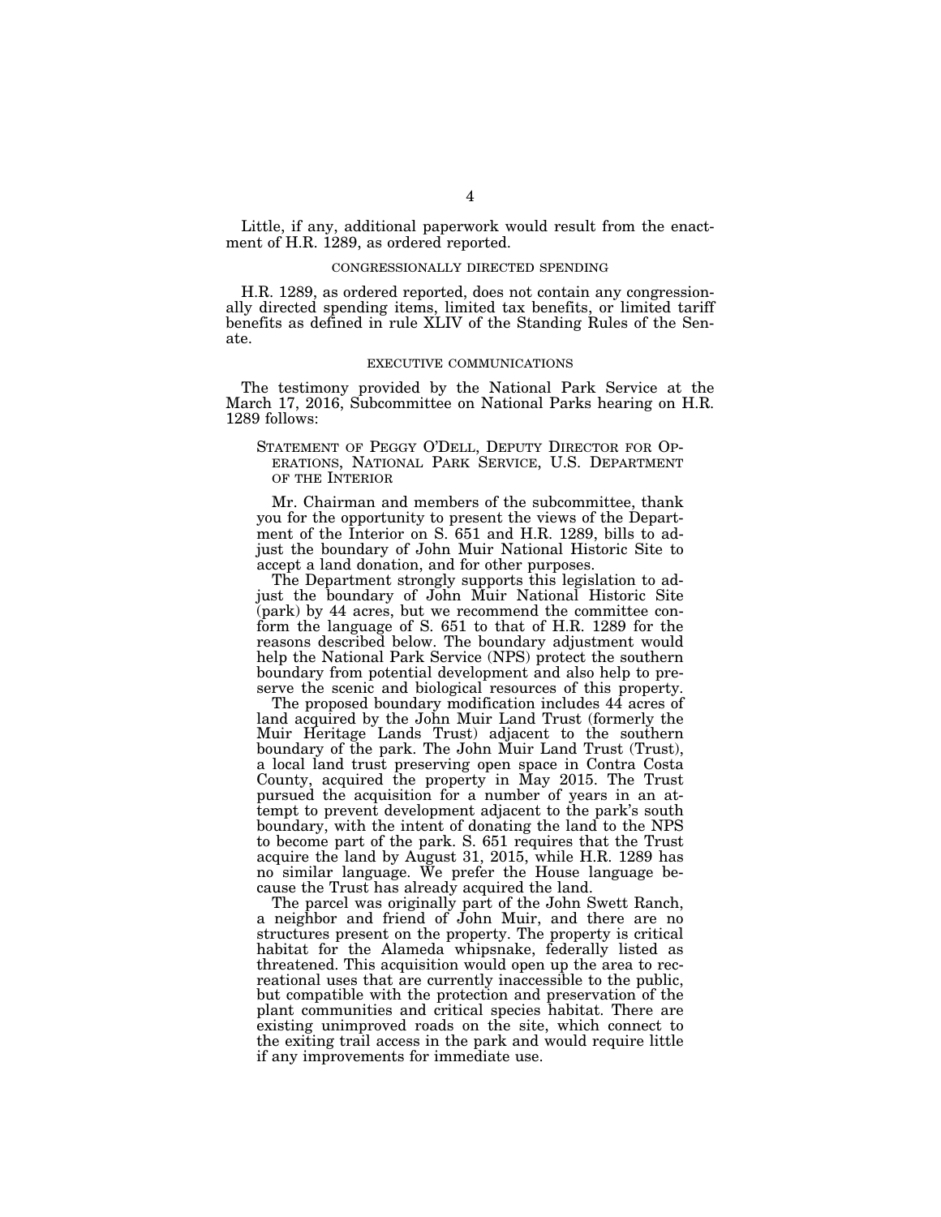Little, if any, additional paperwork would result from the enactment of H.R. 1289, as ordered reported.

## CONGRESSIONALLY DIRECTED SPENDING

H.R. 1289, as ordered reported, does not contain any congressionally directed spending items, limited tax benefits, or limited tariff benefits as defined in rule XLIV of the Standing Rules of the Senate.

## EXECUTIVE COMMUNICATIONS

The testimony provided by the National Park Service at the March 17, 2016, Subcommittee on National Parks hearing on H.R. 1289 follows:

### STATEMENT OF PEGGY O'DELL, DEPUTY DIRECTOR FOR OPERATIONS, NATIONAL PARK SERVICE, U.S. DEPARTMENT OF THE INTERIOR

Mr. Chairman and members of the subcommittee, thank you for the opportunity to present the views of the Department of the Interior on S. 651 and H.R. 1289, bills to adjust the boundary of John Muir National Historic Site to accept a land donation, and for other purposes.

The Department strongly supports this legislation to adjust the boundary of John Muir National Historic Site (park) by 44 acres, but we recommend the committee conform the language of S. 651 to that of H.R. 1289 for the reasons described below. The boundary adjustment would help the National Park Service (NPS) protect the southern boundary from potential development and also help to preserve the scenic and biological resources of this property.

The proposed boundary modification includes 44 acres of land acquired by the John Muir Land Trust (formerly the Muir Heritage Lands Trust) adjacent to the southern boundary of the park. The John Muir Land Trust (Trust), a local land trust preserving open space in Contra Costa County, acquired the property in May 2015. The Trust pursued the acquisition for a number of years in an attempt to prevent development adjacent to the park's south boundary, with the intent of donating the land to the NPS to become part of the park. S. 651 requires that the Trust acquire the land by August 31, 2015, while H.R. 1289 has no similar language. We prefer the House language because the Trust has already acquired the land.

The parcel was originally part of the John Swett Ranch, a neighbor and friend of John Muir, and there are no structures present on the property. The property is critical habitat for the Alameda whipsnake, federally listed as threatened. This acquisition would open up the area to recreational uses that are currently inaccessible to the public, but compatible with the protection and preservation of the plant communities and critical species habitat. There are existing unimproved roads on the site, which connect to the exiting trail access in the park and would require little if any improvements for immediate use.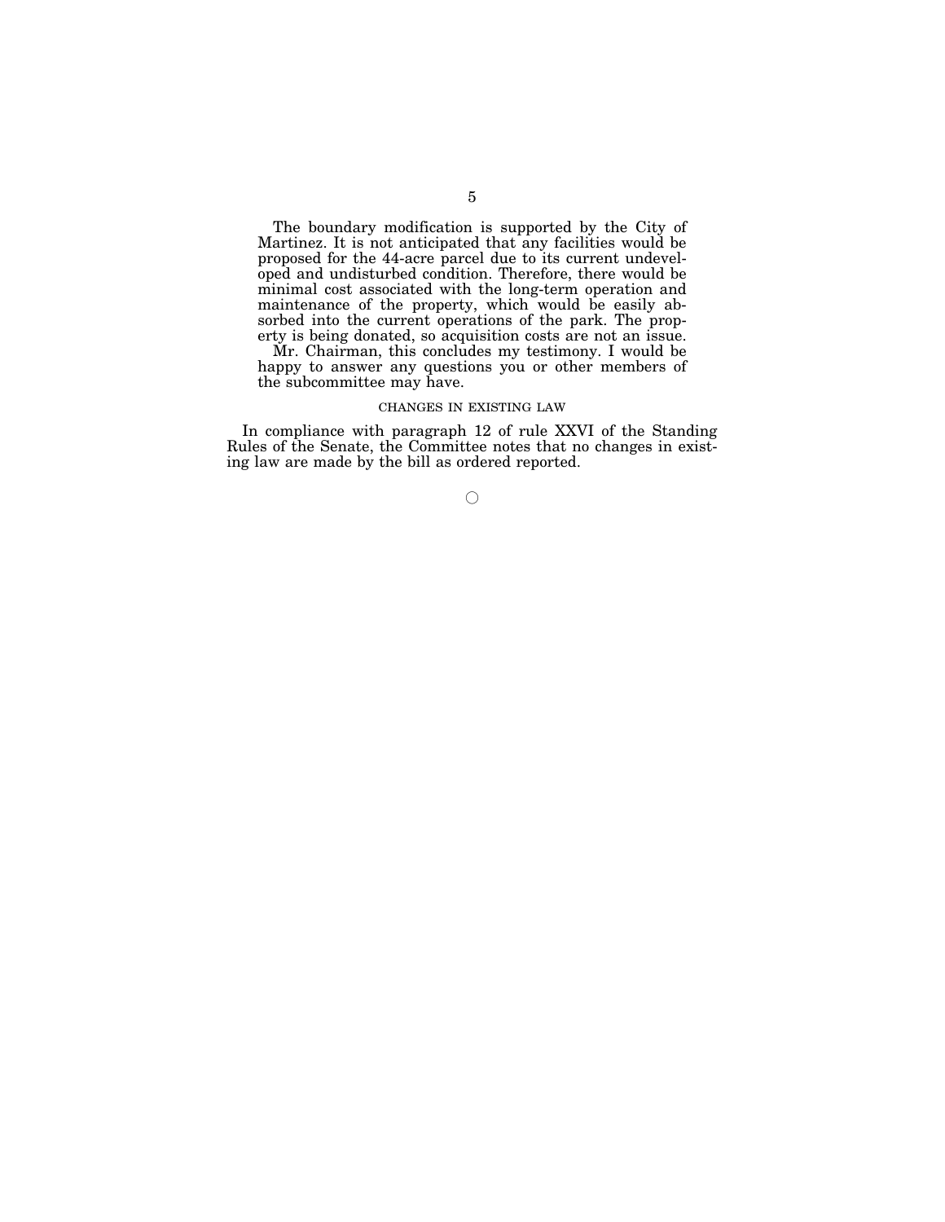The boundary modification is supported by the City of Martinez. It is not anticipated that any facilities would be proposed for the 44-acre parcel due to its current undeveloped and undisturbed condition. Therefore, there would be minimal cost associated with the long-term operation and maintenance of the property, which would be easily absorbed into the current operations of the park. The property is being donated, so acquisition costs are not an issue.

Mr. Chairman, this concludes my testimony. I would be happy to answer any questions you or other members of the subcommittee may have.

## CHANGES IN EXISTING LAW

In compliance with paragraph 12 of rule XXVI of the Standing Rules of the Senate, the Committee notes that no changes in existing law are made by the bill as ordered reported.